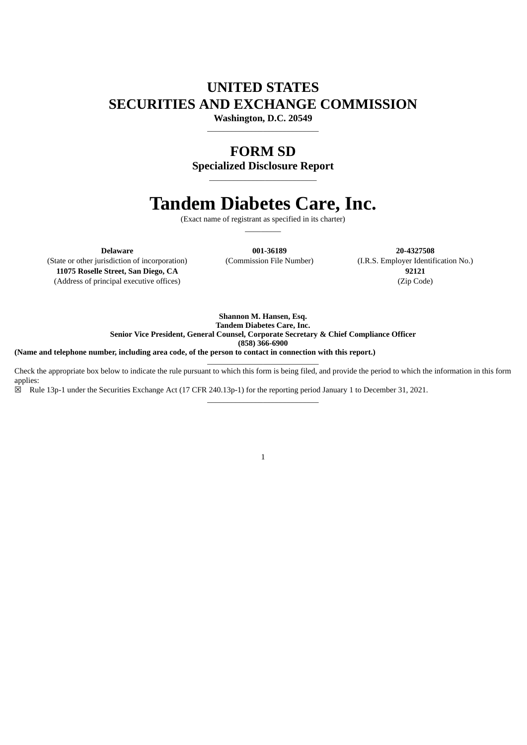# UNITED STATES
# SECURITIES AND EXCHANGE COMMISSION

**Washington, D.C. 20549**

---

## FORM SD

**Specialized Disclosure Report**

---

# Tandem Diabetes Care, Inc.

(Exact name of registrant as specified in its charter)

---

| **Delaware** | **001-36189** | **20-4327508** |
|---|---|---|
| (State or other jurisdiction of incorporation) | (Commission File Number) | (I.R.S. Employer Identification No.) |
| **11075 Roselle Street, San Diego, CA** | | **92121** |
| (Address of principal executive offices) | | (Zip Code) |

**Shannon M. Hansen, Esq.**
**Tandem Diabetes Care, Inc.**
**Senior Vice President, General Counsel, Corporate Secretary & Chief Compliance Officer**
**(858) 366-6900**
**(Name and telephone number, including area code, of the person to contact in connection with this report.)**

---

Check the appropriate box below to indicate the rule pursuant to which this form is being filed, and provide the period to which the information in this form applies:

☒ Rule 13p-1 under the Securities Exchange Act (17 CFR 240.13p-1) for the reporting period January 1 to December 31, 2021.

---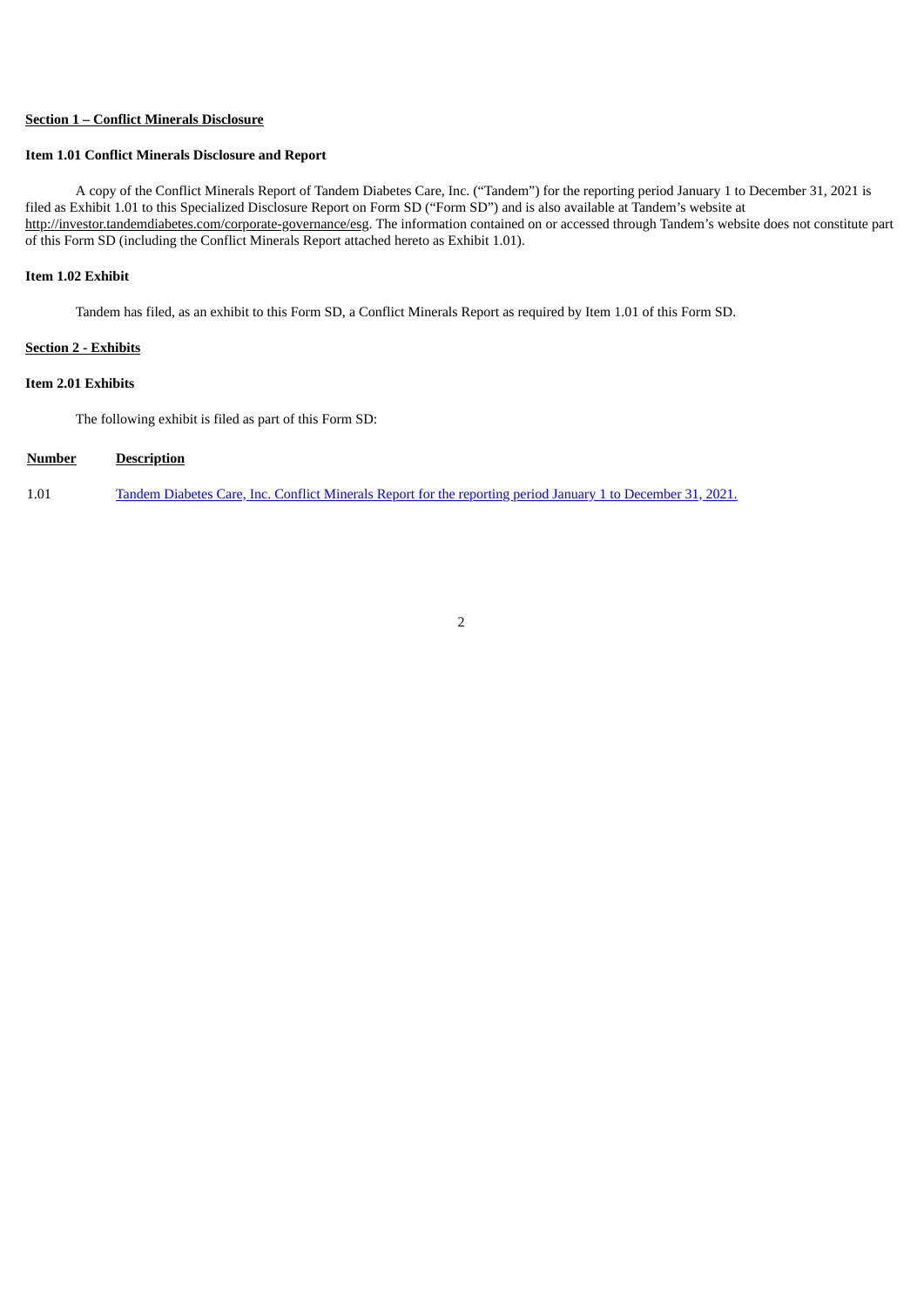## Section 1 – Conflict Minerals Disclosure

### Item 1.01 Conflict Minerals Disclosure and Report

A copy of the Conflict Minerals Report of Tandem Diabetes Care, Inc. ("Tandem") for the reporting period January 1 to December 31, 2021 is filed as Exhibit 1.01 to this Specialized Disclosure Report on Form SD ("Form SD") and is also available at Tandem's website at http://investor.tandemdiabetes.com/corporate-governance/esg. The information contained on or accessed through Tandem's website does not constitute part of this Form SD (including the Conflict Minerals Report attached hereto as Exhibit 1.01).

### Item 1.02 Exhibit

Tandem has filed, as an exhibit to this Form SD, a Conflict Minerals Report as required by Item 1.01 of this Form SD.

## Section 2 - Exhibits

### Item 2.01 Exhibits

The following exhibit is filed as part of this Form SD:

| Number | Description |
| --- | --- |
| 1.01 | Tandem Diabetes Care, Inc. Conflict Minerals Report for the reporting period January 1 to December 31, 2021. |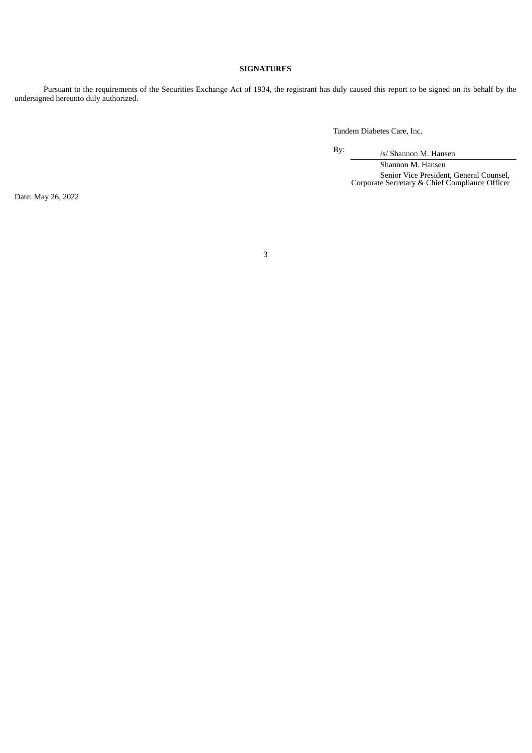**SIGNATURES**

Pursuant to the requirements of the Securities Exchange Act of 1934, the registrant has duly caused this report to be signed on its behalf by the undersigned hereunto duly authorized.

Tandem Diabetes Care, Inc.

By: /s/ Shannon M. Hansen

Shannon M. Hansen

Senior Vice President, General Counsel, Corporate Secretary & Chief Compliance Officer

Date: May 26, 2022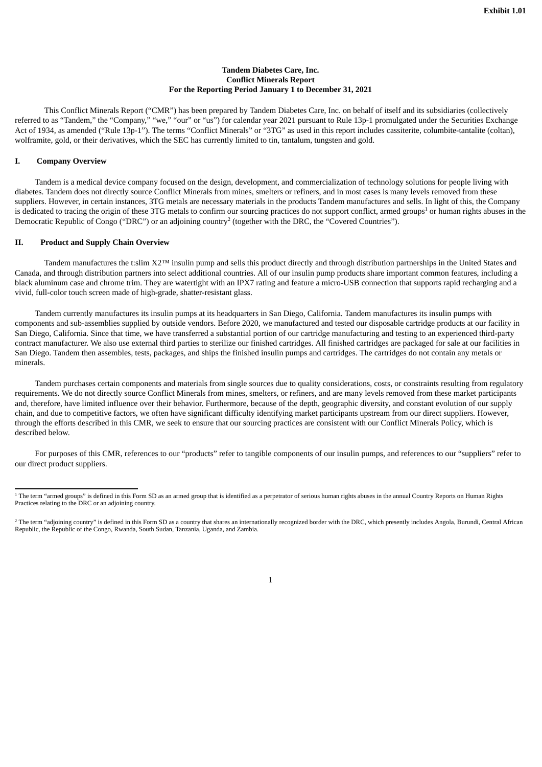**Exhibit 1.01**

**Tandem Diabetes Care, Inc.**
**Conflict Minerals Report**
**For the Reporting Period January 1 to December 31, 2021**

This Conflict Minerals Report ("CMR") has been prepared by Tandem Diabetes Care, Inc. on behalf of itself and its subsidiaries (collectively referred to as "Tandem," the "Company," "we," "our" or "us") for calendar year 2021 pursuant to Rule 13p-1 promulgated under the Securities Exchange Act of 1934, as amended ("Rule 13p-1"). The terms "Conflict Minerals" or "3TG" as used in this report includes cassiterite, columbite-tantalite (coltan), wolframite, gold, or their derivatives, which the SEC has currently limited to tin, tantalum, tungsten and gold.

## I. Company Overview

Tandem is a medical device company focused on the design, development, and commercialization of technology solutions for people living with diabetes. Tandem does not directly source Conflict Minerals from mines, smelters or refiners, and in most cases is many levels removed from these suppliers. However, in certain instances, 3TG metals are necessary materials in the products Tandem manufactures and sells. In light of this, the Company is dedicated to tracing the origin of these 3TG metals to confirm our sourcing practices do not support conflict, armed groups[1] or human rights abuses in the Democratic Republic of Congo ("DRC") or an adjoining country[2] (together with the DRC, the "Covered Countries").

## II. Product and Supply Chain Overview

Tandem manufactures the t:slim X2™ insulin pump and sells this product directly and through distribution partnerships in the United States and Canada, and through distribution partners into select additional countries. All of our insulin pump products share important common features, including a black aluminum case and chrome trim. They are watertight with an IPX7 rating and feature a micro-USB connection that supports rapid recharging and a vivid, full-color touch screen made of high-grade, shatter-resistant glass.

Tandem currently manufactures its insulin pumps at its headquarters in San Diego, California. Tandem manufactures its insulin pumps with components and sub-assemblies supplied by outside vendors. Before 2020, we manufactured and tested our disposable cartridge products at our facility in San Diego, California. Since that time, we have transferred a substantial portion of our cartridge manufacturing and testing to an experienced third-party contract manufacturer. We also use external third parties to sterilize our finished cartridges. All finished cartridges are packaged for sale at our facilities in San Diego. Tandem then assembles, tests, packages, and ships the finished insulin pumps and cartridges. The cartridges do not contain any metals or minerals.

Tandem purchases certain components and materials from single sources due to quality considerations, costs, or constraints resulting from regulatory requirements. We do not directly source Conflict Minerals from mines, smelters, or refiners, and are many levels removed from these market participants and, therefore, have limited influence over their behavior. Furthermore, because of the depth, geographic diversity, and constant evolution of our supply chain, and due to competitive factors, we often have significant difficulty identifying market participants upstream from our direct suppliers. However, through the efforts described in this CMR, we seek to ensure that our sourcing practices are consistent with our Conflict Minerals Policy, which is described below.

For purposes of this CMR, references to our "products" refer to tangible components of our insulin pumps, and references to our "suppliers" refer to our direct product suppliers.

---

[1] The term "armed groups" is defined in this Form SD as an armed group that is identified as a perpetrator of serious human rights abuses in the annual Country Reports on Human Rights Practices relating to the DRC or an adjoining country.

[2] The term "adjoining country" is defined in this Form SD as a country that shares an internationally recognized border with the DRC, which presently includes Angola, Burundi, Central African Republic, the Republic of the Congo, Rwanda, South Sudan, Tanzania, Uganda, and Zambia.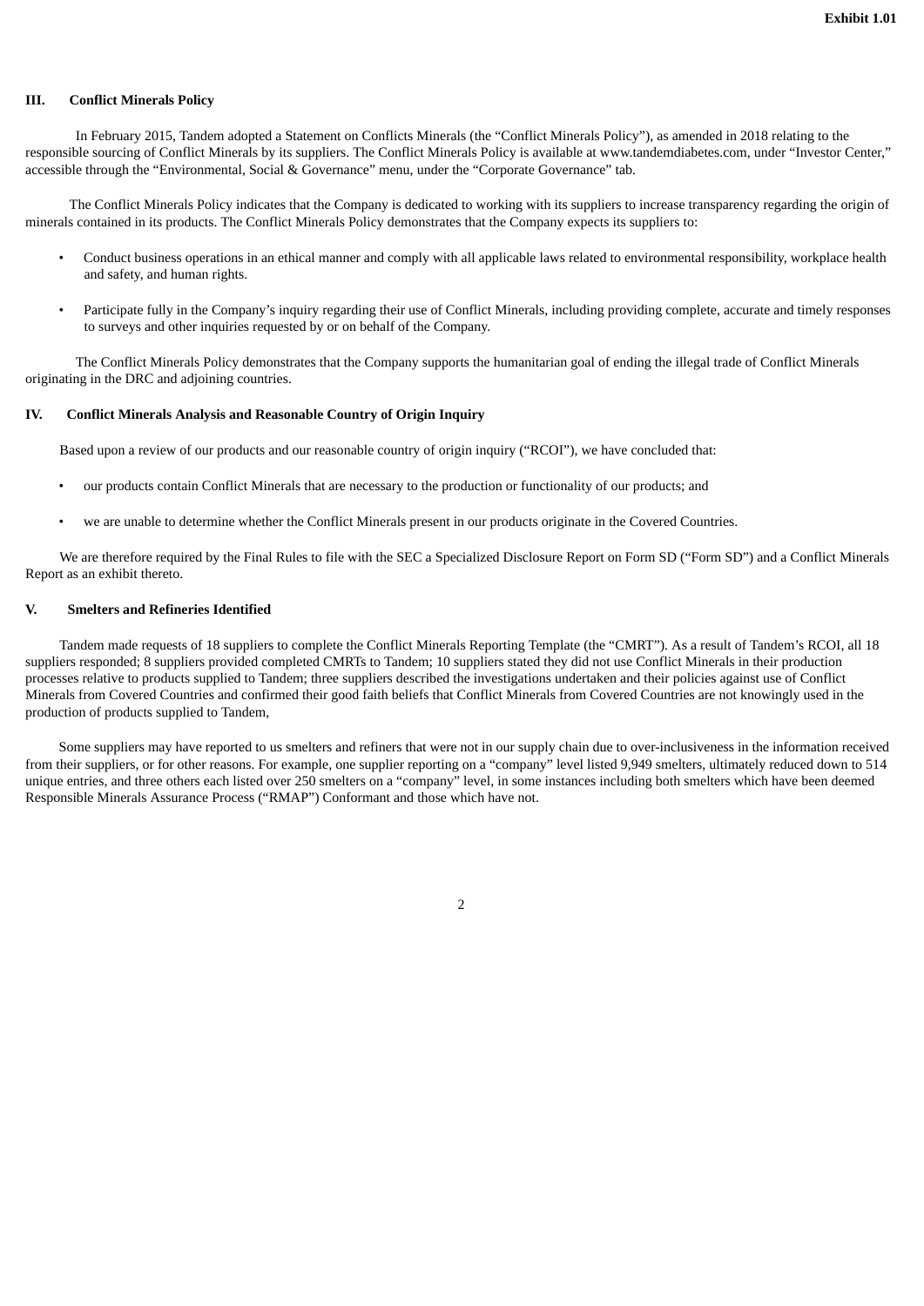### III. Conflict Minerals Policy

In February 2015, Tandem adopted a Statement on Conflicts Minerals (the "Conflict Minerals Policy"), as amended in 2018 relating to the responsible sourcing of Conflict Minerals by its suppliers. The Conflict Minerals Policy is available at www.tandemdiabetes.com, under "Investor Center," accessible through the "Environmental, Social & Governance" menu, under the "Corporate Governance" tab.

The Conflict Minerals Policy indicates that the Company is dedicated to working with its suppliers to increase transparency regarding the origin of minerals contained in its products. The Conflict Minerals Policy demonstrates that the Company expects its suppliers to:

- Conduct business operations in an ethical manner and comply with all applicable laws related to environmental responsibility, workplace health and safety, and human rights.
- Participate fully in the Company's inquiry regarding their use of Conflict Minerals, including providing complete, accurate and timely responses to surveys and other inquiries requested by or on behalf of the Company.

The Conflict Minerals Policy demonstrates that the Company supports the humanitarian goal of ending the illegal trade of Conflict Minerals originating in the DRC and adjoining countries.

### IV. Conflict Minerals Analysis and Reasonable Country of Origin Inquiry

Based upon a review of our products and our reasonable country of origin inquiry ("RCOI"), we have concluded that:

- our products contain Conflict Minerals that are necessary to the production or functionality of our products; and
- we are unable to determine whether the Conflict Minerals present in our products originate in the Covered Countries.

We are therefore required by the Final Rules to file with the SEC a Specialized Disclosure Report on Form SD ("Form SD") and a Conflict Minerals Report as an exhibit thereto.

### V. Smelters and Refineries Identified

Tandem made requests of 18 suppliers to complete the Conflict Minerals Reporting Template (the "CMRT"). As a result of Tandem's RCOI, all 18 suppliers responded; 8 suppliers provided completed CMRTs to Tandem; 10 suppliers stated they did not use Conflict Minerals in their production processes relative to products supplied to Tandem; three suppliers described the investigations undertaken and their policies against use of Conflict Minerals from Covered Countries and confirmed their good faith beliefs that Conflict Minerals from Covered Countries are not knowingly used in the production of products supplied to Tandem,

Some suppliers may have reported to us smelters and refiners that were not in our supply chain due to over-inclusiveness in the information received from their suppliers, or for other reasons. For example, one supplier reporting on a "company" level listed 9,949 smelters, ultimately reduced down to 514 unique entries, and three others each listed over 250 smelters on a "company" level, in some instances including both smelters which have been deemed Responsible Minerals Assurance Process ("RMAP") Conformant and those which have not.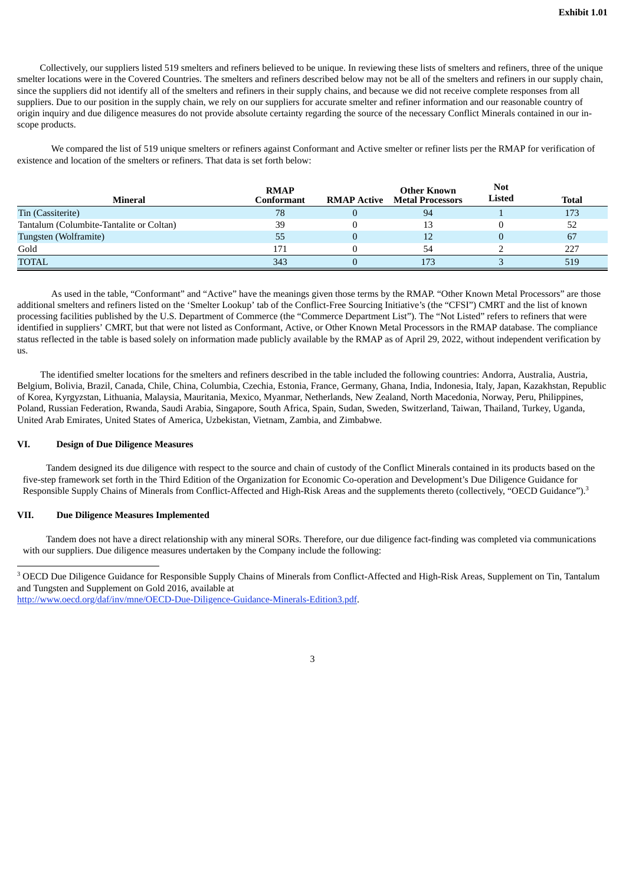Collectively, our suppliers listed 519 smelters and refiners believed to be unique. In reviewing these lists of smelters and refiners, three of the unique smelter locations were in the Covered Countries. The smelters and refiners described below may not be all of the smelters and refiners in our supply chain, since the suppliers did not identify all of the smelters and refiners in their supply chains, and because we did not receive complete responses from all suppliers. Due to our position in the supply chain, we rely on our suppliers for accurate smelter and refiner information and our reasonable country of origin inquiry and due diligence measures do not provide absolute certainty regarding the source of the necessary Conflict Minerals contained in our in-scope products.

We compared the list of 519 unique smelters or refiners against Conformant and Active smelter or refiner lists per the RMAP for verification of existence and location of the smelters or refiners. That data is set forth below:

| Mineral | RMAP Conformant | RMAP Active | Other Known Metal Processors | Not Listed | Total |
|---|---|---|---|---|---|
| Tin (Cassiterite) | 78 | 0 | 94 | 1 | 173 |
| Tantalum (Columbite-Tantalite or Coltan) | 39 | 0 | 13 | 0 | 52 |
| Tungsten (Wolframite) | 55 | 0 | 12 | 0 | 67 |
| Gold | 171 | 0 | 54 | 2 | 227 |
| TOTAL | 343 | 0 | 173 | 3 | 519 |

As used in the table, "Conformant" and "Active" have the meanings given those terms by the RMAP. "Other Known Metal Processors" are those additional smelters and refiners listed on the 'Smelter Lookup' tab of the Conflict-Free Sourcing Initiative's (the "CFSI") CMRT and the list of known processing facilities published by the U.S. Department of Commerce (the "Commerce Department List"). The "Not Listed" refers to refiners that were identified in suppliers' CMRT, but that were not listed as Conformant, Active, or Other Known Metal Processors in the RMAP database. The compliance status reflected in the table is based solely on information made publicly available by the RMAP as of April 29, 2022, without independent verification by us.

The identified smelter locations for the smelters and refiners described in the table included the following countries: Andorra, Australia, Austria, Belgium, Bolivia, Brazil, Canada, Chile, China, Columbia, Czechia, Estonia, France, Germany, Ghana, India, Indonesia, Italy, Japan, Kazakhstan, Republic of Korea, Kyrgyzstan, Lithuania, Malaysia, Mauritania, Mexico, Myanmar, Netherlands, New Zealand, North Macedonia, Norway, Peru, Philippines, Poland, Russian Federation, Rwanda, Saudi Arabia, Singapore, South Africa, Spain, Sudan, Sweden, Switzerland, Taiwan, Thailand, Turkey, Uganda, United Arab Emirates, United States of America, Uzbekistan, Vietnam, Zambia, and Zimbabwe.

## VI. Design of Due Diligence Measures

Tandem designed its due diligence with respect to the source and chain of custody of the Conflict Minerals contained in its products based on the five-step framework set forth in the Third Edition of the Organization for Economic Co-operation and Development's Due Diligence Guidance for Responsible Supply Chains of Minerals from Conflict-Affected and High-Risk Areas and the supplements thereto (collectively, "OECD Guidance").[3]

## VII. Due Diligence Measures Implemented

Tandem does not have a direct relationship with any mineral SORs. Therefore, our due diligence fact-finding was completed via communications with our suppliers. Due diligence measures undertaken by the Company include the following:

---

[3] OECD Due Diligence Guidance for Responsible Supply Chains of Minerals from Conflict-Affected and High-Risk Areas, Supplement on Tin, Tantalum and Tungsten and Supplement on Gold 2016, available at http://www.oecd.org/daf/inv/mne/OECD-Due-Diligence-Guidance-Minerals-Edition3.pdf.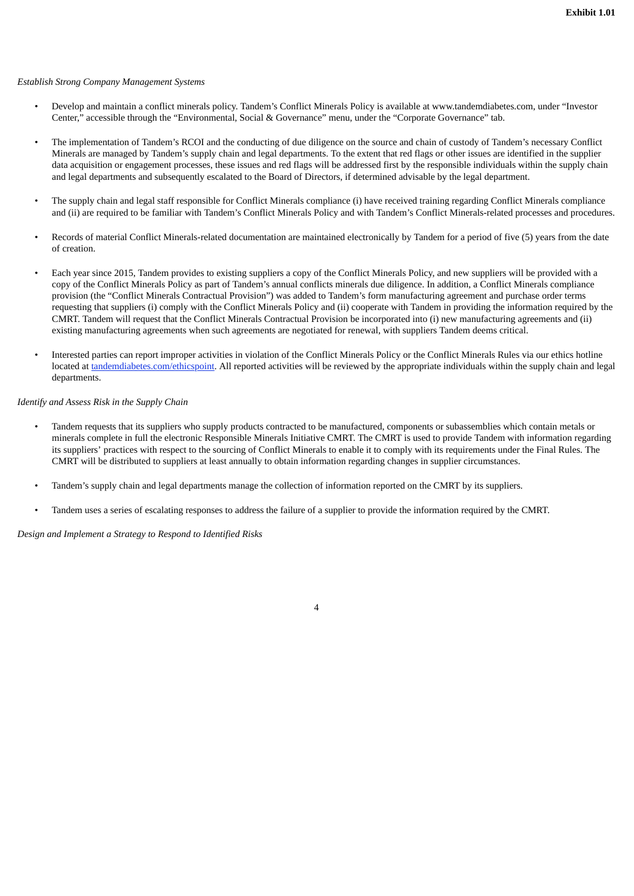*Establish Strong Company Management Systems*

- Develop and maintain a conflict minerals policy. Tandem's Conflict Minerals Policy is available at www.tandemdiabetes.com, under "Investor Center," accessible through the "Environmental, Social & Governance" menu, under the "Corporate Governance" tab.
- The implementation of Tandem's RCOI and the conducting of due diligence on the source and chain of custody of Tandem's necessary Conflict Minerals are managed by Tandem's supply chain and legal departments. To the extent that red flags or other issues are identified in the supplier data acquisition or engagement processes, these issues and red flags will be addressed first by the responsible individuals within the supply chain and legal departments and subsequently escalated to the Board of Directors, if determined advisable by the legal department.
- The supply chain and legal staff responsible for Conflict Minerals compliance (i) have received training regarding Conflict Minerals compliance and (ii) are required to be familiar with Tandem's Conflict Minerals Policy and with Tandem's Conflict Minerals-related processes and procedures.
- Records of material Conflict Minerals-related documentation are maintained electronically by Tandem for a period of five (5) years from the date of creation.
- Each year since 2015, Tandem provides to existing suppliers a copy of the Conflict Minerals Policy, and new suppliers will be provided with a copy of the Conflict Minerals Policy as part of Tandem's annual conflicts minerals due diligence. In addition, a Conflict Minerals compliance provision (the "Conflict Minerals Contractual Provision") was added to Tandem's form manufacturing agreement and purchase order terms requesting that suppliers (i) comply with the Conflict Minerals Policy and (ii) cooperate with Tandem in providing the information required by the CMRT. Tandem will request that the Conflict Minerals Contractual Provision be incorporated into (i) new manufacturing agreements and (ii) existing manufacturing agreements when such agreements are negotiated for renewal, with suppliers Tandem deems critical.
- Interested parties can report improper activities in violation of the Conflict Minerals Policy or the Conflict Minerals Rules via our ethics hotline located at tandemdiabetes.com/ethicspoint. All reported activities will be reviewed by the appropriate individuals within the supply chain and legal departments.

*Identify and Assess Risk in the Supply Chain*

- Tandem requests that its suppliers who supply products contracted to be manufactured, components or subassemblies which contain metals or minerals complete in full the electronic Responsible Minerals Initiative CMRT. The CMRT is used to provide Tandem with information regarding its suppliers' practices with respect to the sourcing of Conflict Minerals to enable it to comply with its requirements under the Final Rules. The CMRT will be distributed to suppliers at least annually to obtain information regarding changes in supplier circumstances.
- Tandem's supply chain and legal departments manage the collection of information reported on the CMRT by its suppliers.
- Tandem uses a series of escalating responses to address the failure of a supplier to provide the information required by the CMRT.

*Design and Implement a Strategy to Respond to Identified Risks*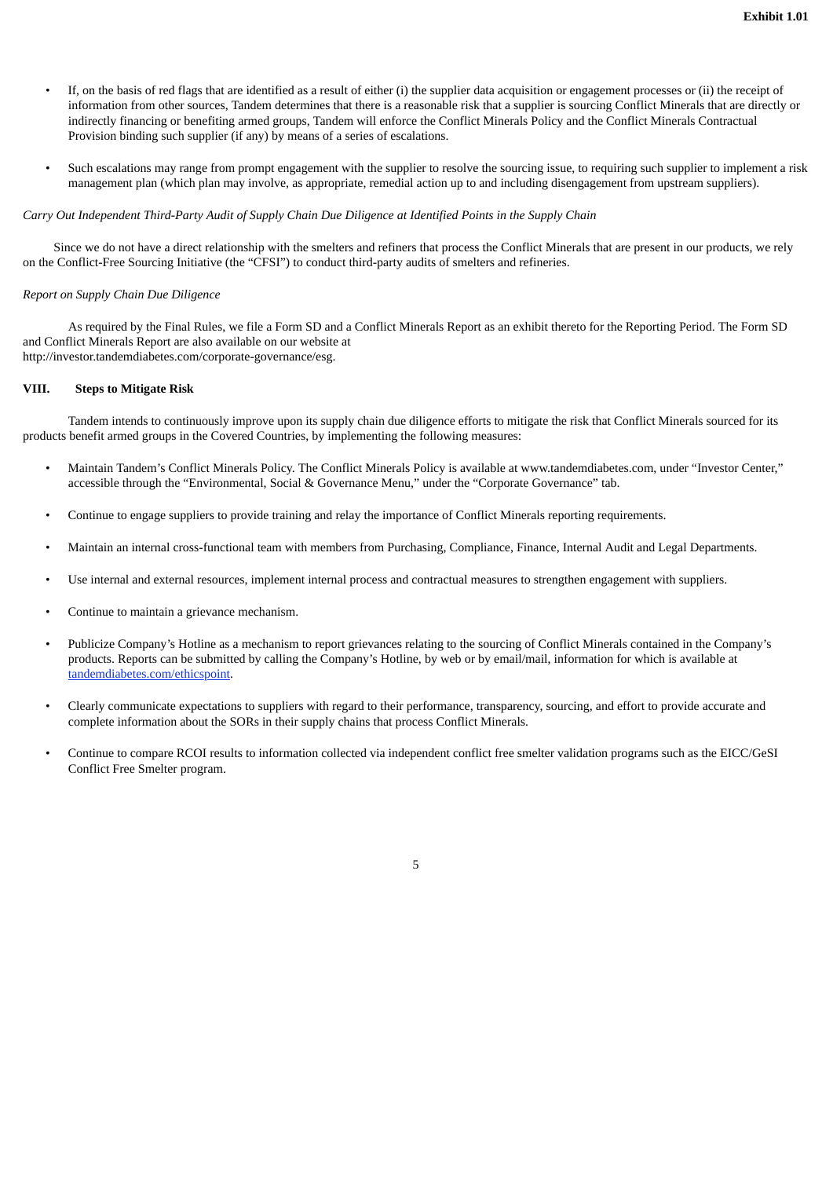- If, on the basis of red flags that are identified as a result of either (i) the supplier data acquisition or engagement processes or (ii) the receipt of information from other sources, Tandem determines that there is a reasonable risk that a supplier is sourcing Conflict Minerals that are directly or indirectly financing or benefiting armed groups, Tandem will enforce the Conflict Minerals Policy and the Conflict Minerals Contractual Provision binding such supplier (if any) by means of a series of escalations.

- Such escalations may range from prompt engagement with the supplier to resolve the sourcing issue, to requiring such supplier to implement a risk management plan (which plan may involve, as appropriate, remedial action up to and including disengagement from upstream suppliers).

*Carry Out Independent Third-Party Audit of Supply Chain Due Diligence at Identified Points in the Supply Chain*

Since we do not have a direct relationship with the smelters and refiners that process the Conflict Minerals that are present in our products, we rely on the Conflict-Free Sourcing Initiative (the "CFSI") to conduct third-party audits of smelters and refineries.

*Report on Supply Chain Due Diligence*

As required by the Final Rules, we file a Form SD and a Conflict Minerals Report as an exhibit thereto for the Reporting Period. The Form SD and Conflict Minerals Report are also available on our website at http://investor.tandemdiabetes.com/corporate-governance/esg.

## VIII. Steps to Mitigate Risk

Tandem intends to continuously improve upon its supply chain due diligence efforts to mitigate the risk that Conflict Minerals sourced for its products benefit armed groups in the Covered Countries, by implementing the following measures:

- Maintain Tandem's Conflict Minerals Policy. The Conflict Minerals Policy is available at www.tandemdiabetes.com, under "Investor Center," accessible through the "Environmental, Social & Governance Menu," under the "Corporate Governance" tab.

- Continue to engage suppliers to provide training and relay the importance of Conflict Minerals reporting requirements.

- Maintain an internal cross-functional team with members from Purchasing, Compliance, Finance, Internal Audit and Legal Departments.

- Use internal and external resources, implement internal process and contractual measures to strengthen engagement with suppliers.

- Continue to maintain a grievance mechanism.

- Publicize Company's Hotline as a mechanism to report grievances relating to the sourcing of Conflict Minerals contained in the Company's products. Reports can be submitted by calling the Company's Hotline, by web or by email/mail, information for which is available at tandemdiabetes.com/ethicspoint.

- Clearly communicate expectations to suppliers with regard to their performance, transparency, sourcing, and effort to provide accurate and complete information about the SORs in their supply chains that process Conflict Minerals.

- Continue to compare RCOI results to information collected via independent conflict free smelter validation programs such as the EICC/GeSI Conflict Free Smelter program.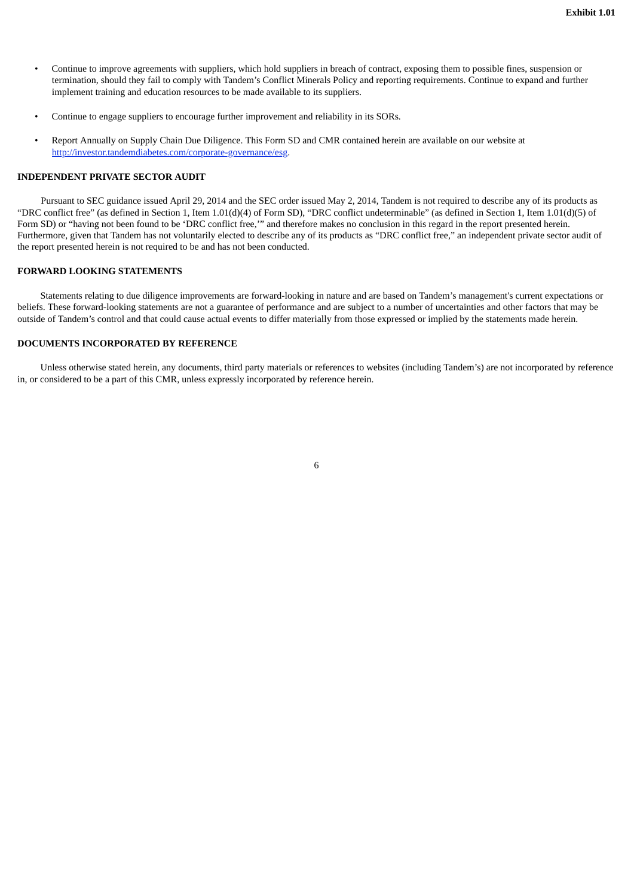- Continue to improve agreements with suppliers, which hold suppliers in breach of contract, exposing them to possible fines, suspension or termination, should they fail to comply with Tandem's Conflict Minerals Policy and reporting requirements. Continue to expand and further implement training and education resources to be made available to its suppliers.
- Continue to engage suppliers to encourage further improvement and reliability in its SORs.
- Report Annually on Supply Chain Due Diligence. This Form SD and CMR contained herein are available on our website at [http://investor.tandemdiabetes.com/corporate-governance/esg](http://investor.tandemdiabetes.com/corporate-governance/esg).

**INDEPENDENT PRIVATE SECTOR AUDIT**

Pursuant to SEC guidance issued April 29, 2014 and the SEC order issued May 2, 2014, Tandem is not required to describe any of its products as "DRC conflict free" (as defined in Section 1, Item 1.01(d)(4) of Form SD), "DRC conflict undeterminable" (as defined in Section 1, Item 1.01(d)(5) of Form SD) or "having not been found to be 'DRC conflict free,'" and therefore makes no conclusion in this regard in the report presented herein. Furthermore, given that Tandem has not voluntarily elected to describe any of its products as "DRC conflict free," an independent private sector audit of the report presented herein is not required to be and has not been conducted.

**FORWARD LOOKING STATEMENTS**

Statements relating to due diligence improvements are forward-looking in nature and are based on Tandem's management's current expectations or beliefs. These forward-looking statements are not a guarantee of performance and are subject to a number of uncertainties and other factors that may be outside of Tandem's control and that could cause actual events to differ materially from those expressed or implied by the statements made herein.

**DOCUMENTS INCORPORATED BY REFERENCE**

Unless otherwise stated herein, any documents, third party materials or references to websites (including Tandem's) are not incorporated by reference in, or considered to be a part of this CMR, unless expressly incorporated by reference herein.